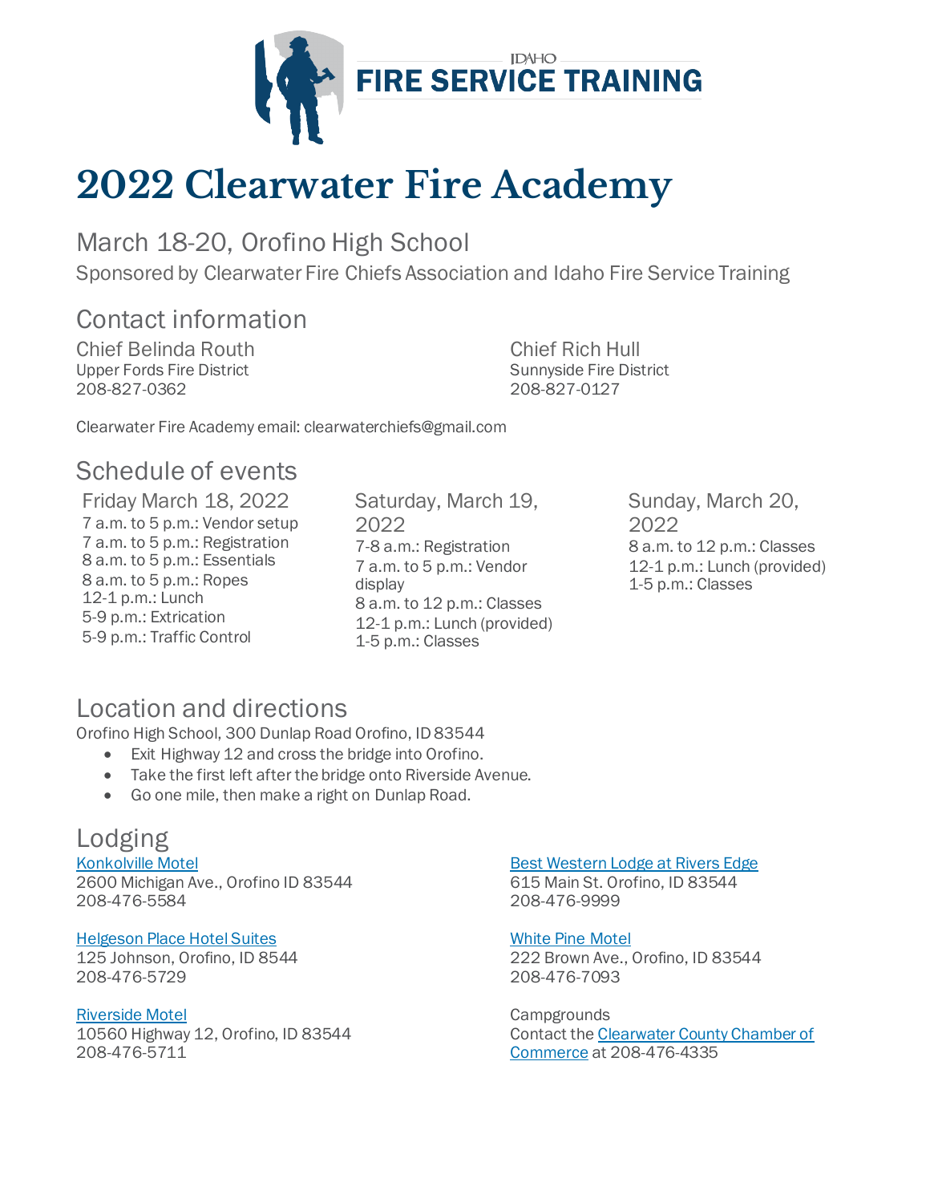IDAHO FIRE SERVICE TRAINING

# 2022 Clearwater Fire Academy

## March 18-20, Orofino High School

Sponsored by Clearwater Fire Chiefs Association and Idaho Fire Service Training

## Contact information

Chief Belinda Routh
Upper Fords Fire District
208-827-0362

Chief Rich Hull
Sunnyside Fire District
208-827-0127

Clearwater Fire Academy email: clearwaterchiefs@gmail.com

## Schedule of events

### Friday March 18, 2022

7 a.m. to 5 p.m.: Vendor setup
7 a.m. to 5 p.m.: Registration
8 a.m. to 5 p.m.: Essentials
8 a.m. to 5 p.m.: Ropes
12-1 p.m.: Lunch
5-9 p.m.: Extrication
5-9 p.m.: Traffic Control

### Saturday, March 19, 2022

7-8 a.m.: Registration
7 a.m. to 5 p.m.: Vendor display
8 a.m. to 12 p.m.: Classes
12-1 p.m.: Lunch (provided)
1-5 p.m.: Classes

### Sunday, March 20, 2022

8 a.m. to 12 p.m.: Classes
12-1 p.m.: Lunch (provided)
1-5 p.m.: Classes

## Location and directions

Orofino High School, 300 Dunlap Road Orofino, ID 83544

- Exit Highway 12 and cross the bridge into Orofino.
- Take the first left after the bridge onto Riverside Avenue.
- Go one mile, then make a right on Dunlap Road.

## Lodging

Konkolville Motel
2600 Michigan Ave., Orofino ID 83544
208-476-5584

Helgeson Place Hotel Suites
125 Johnson, Orofino, ID 8544
208-476-5729

Riverside Motel
10560 Highway 12, Orofino, ID 83544
208-476-5711

Best Western Lodge at Rivers Edge
615 Main St. Orofino, ID 83544
208-476-9999

White Pine Motel
222 Brown Ave., Orofino, ID 83544
208-476-7093

Campgrounds
Contact the Clearwater County Chamber of Commerce at 208-476-4335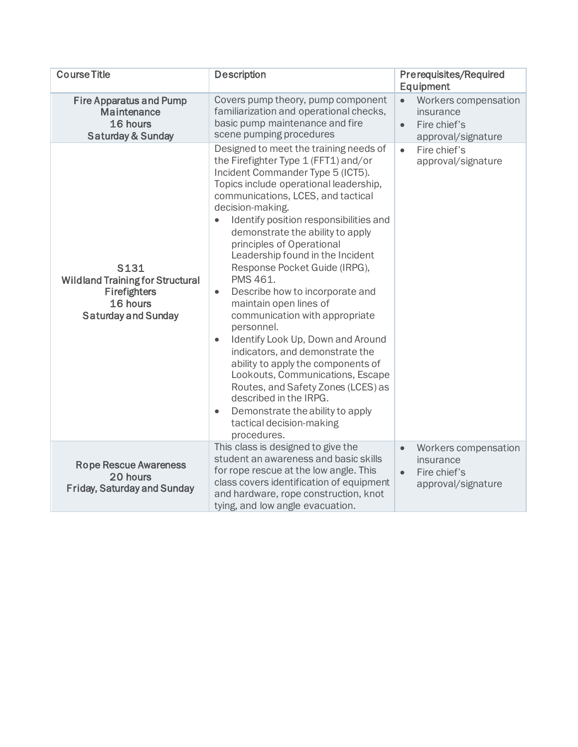| Course Title | Description | Prerequisites/Required Equipment |
|---|---|---|
| Fire Apparatus and Pump Maintenance<br>16 hours<br>Saturday & Sunday | Covers pump theory, pump component familiarization and operational checks, basic pump maintenance and fire scene pumping procedures | • Workers compensation insurance<br>• Fire chief's approval/signature |
| S131<br>Wildland Training for Structural Firefighters<br>16 hours<br>Saturday and Sunday | Designed to meet the training needs of the Firefighter Type 1 (FFT1) and/or Incident Commander Type 5 (ICT5). Topics include operational leadership, communications, LCES, and tactical decision-making.<br>• Identify position responsibilities and demonstrate the ability to apply principles of Operational Leadership found in the Incident Response Pocket Guide (IRPG), PMS 461.<br>• Describe how to incorporate and maintain open lines of communication with appropriate personnel.<br>• Identify Look Up, Down and Around indicators, and demonstrate the ability to apply the components of Lookouts, Communications, Escape Routes, and Safety Zones (LCES) as described in the IRPG.<br>• Demonstrate the ability to apply tactical decision-making procedures. | • Fire chief's approval/signature |
| Rope Rescue Awareness<br>20 hours<br>Friday, Saturday and Sunday | This class is designed to give the student an awareness and basic skills for rope rescue at the low angle. This class covers identification of equipment and hardware, rope construction, knot tying, and low angle evacuation. | • Workers compensation insurance<br>• Fire chief's approval/signature |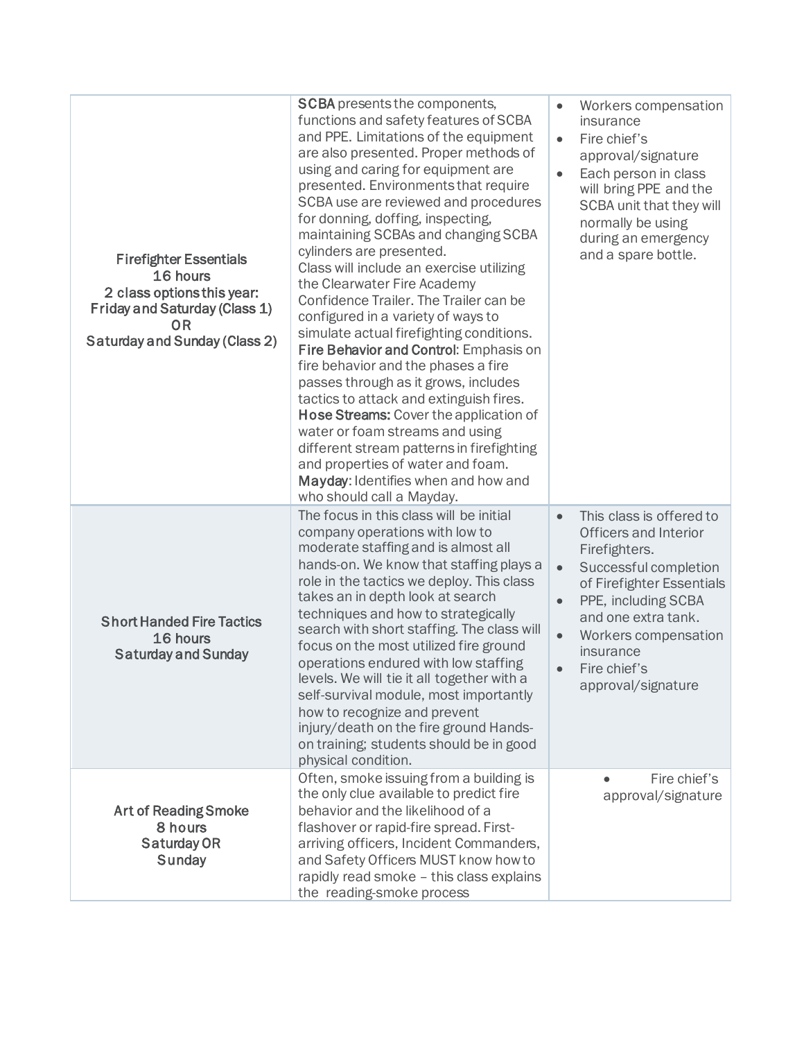| | | |
|---|---|---|
| Firefighter Essentials<br>16 hours<br>2 class options this year:<br>Friday and Saturday (Class 1)<br>OR<br>Saturday and Sunday (Class 2) | **SCBA** presents the components, functions and safety features of SCBA and PPE. Limitations of the equipment are also presented. Proper methods of using and caring for equipment are presented. Environments that require SCBA use are reviewed and procedures for donning, doffing, inspecting, maintaining SCBAs and changing SCBA cylinders are presented.<br>Class will include an exercise utilizing the Clearwater Fire Academy Confidence Trailer. The Trailer can be configured in a variety of ways to simulate actual firefighting conditions.<br>**Fire Behavior and Control**: Emphasis on fire behavior and the phases a fire passes through as it grows, includes tactics to attack and extinguish fires.<br>**Hose Streams:** Cover the application of water or foam streams and using different stream patterns in firefighting and properties of water and foam.<br>**Mayday**: Identifies when and how and who should call a Mayday. | • Workers compensation insurance<br>• Fire chief's approval/signature<br>• Each person in class will bring PPE and the SCBA unit that they will normally be using during an emergency and a spare bottle. |
| Short Handed Fire Tactics<br>16 hours<br>Saturday and Sunday | The focus in this class will be initial company operations with low to moderate staffing and is almost all hands-on. We know that staffing plays a role in the tactics we deploy. This class takes an in depth look at search techniques and how to strategically search with short staffing. The class will focus on the most utilized fire ground operations endured with low staffing levels. We will tie it all together with a self-survival module, most importantly how to recognize and prevent injury/death on the fire ground Hands-on training; students should be in good physical condition. | • This class is offered to Officers and Interior Firefighters.<br>• Successful completion of Firefighter Essentials<br>• PPE, including SCBA and one extra tank.<br>• Workers compensation insurance<br>• Fire chief's approval/signature |
| Art of Reading Smoke<br>8 hours<br>Saturday OR<br>Sunday | Often, smoke issuing from a building is the only clue available to predict fire behavior and the likelihood of a flashover or rapid-fire spread. First-arriving officers, Incident Commanders, and Safety Officers MUST know how to rapidly read smoke – this class explains the reading-smoke process | • Fire chief's approval/signature |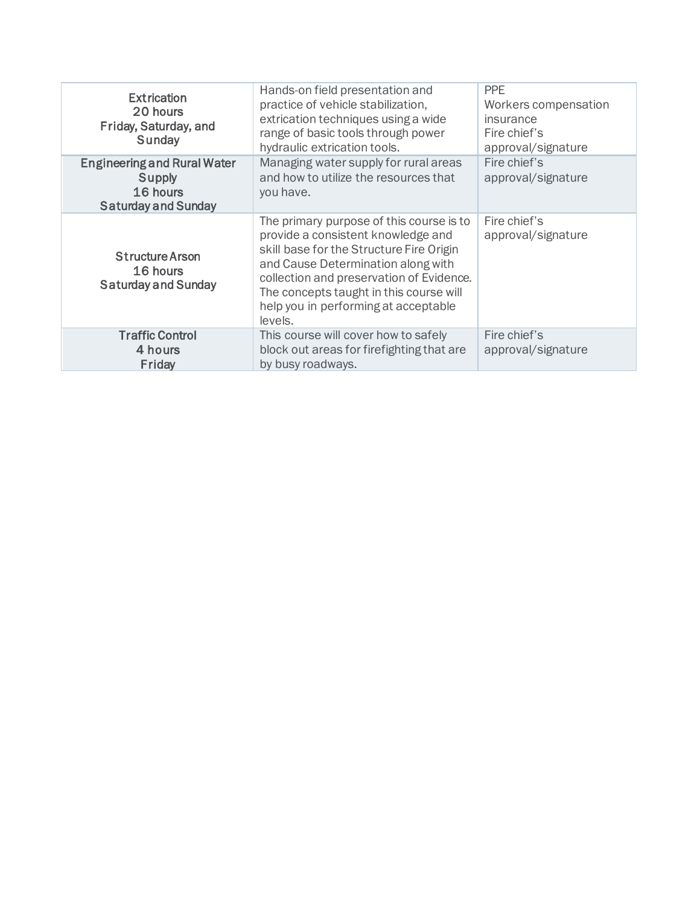| | | |
|---|---|---|
| **Extrication**<br>**20 hours**<br>**Friday, Saturday, and Sunday** | Hands-on field presentation and practice of vehicle stabilization, extrication techniques using a wide range of basic tools through power hydraulic extrication tools. | PPE<br>Workers compensation insurance<br>Fire chief's approval/signature |
| **Engineering and Rural Water Supply**<br>**16 hours**<br>**Saturday and Sunday** | Managing water supply for rural areas and how to utilize the resources that you have. | Fire chief's approval/signature |
| **Structure Arson**<br>**16 hours**<br>**Saturday and Sunday** | The primary purpose of this course is to provide a consistent knowledge and skill base for the Structure Fire Origin and Cause Determination along with collection and preservation of Evidence. The concepts taught in this course will help you in performing at acceptable levels. | Fire chief's approval/signature |
| **Traffic Control**<br>**4 hours**<br>**Friday** | This course will cover how to safely block out areas for firefighting that are by busy roadways. | Fire chief's approval/signature |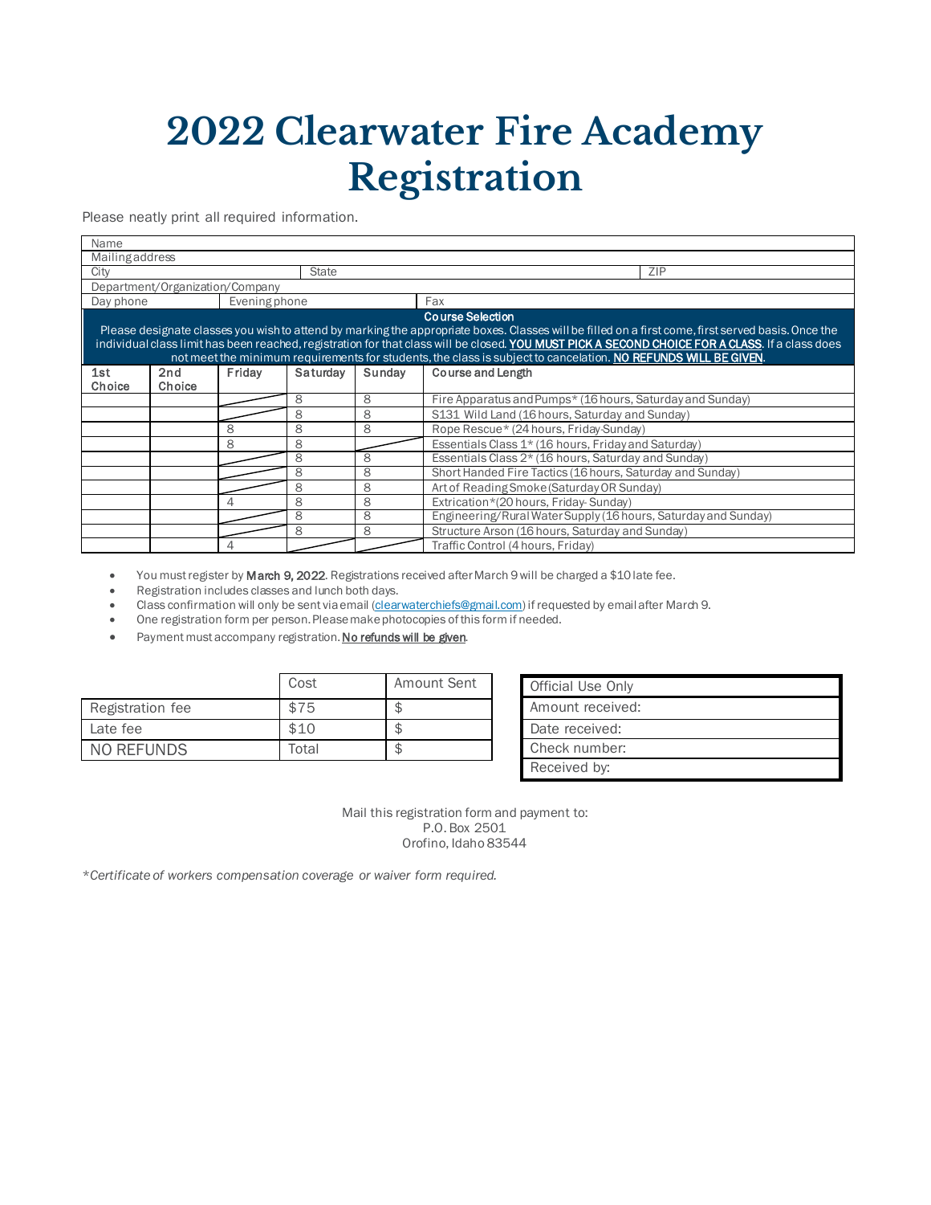# 2022 Clearwater Fire Academy Registration

Please neatly print all required information.

| | | | | | |
|---|---|---|---|---|---|
| Name | | | | | |
| Mailing address | | | | | |
| City | | State | | | ZIP |
| Department/Organization/Company | | | | | |
| Day phone | | Evening phone | | Fax | |

**Course Selection**

Please designate classes you wish to attend by marking the appropriate boxes. Classes will be filled on a first come, first served basis. Once the individual class limit has been reached, registration for that class will be closed. **YOU MUST PICK A SECOND CHOICE FOR A CLASS**. If a class does not meet the minimum requirements for students, the class is subject to cancelation. **NO REFUNDS WILL BE GIVEN**.

| 1st Choice | 2nd Choice | Friday | Saturday | Sunday | Course and Length |
|---|---|---|---|---|---|
| | | | 8 | 8 | Fire Apparatus and Pumps* (16 hours, Saturday and Sunday) |
| | | | 8 | 8 | S131 Wild Land (16 hours, Saturday and Sunday) |
| | | 8 | 8 | 8 | Rope Rescue* (24 hours, Friday-Sunday) |
| | | 8 | 8 | | Essentials Class 1* (16 hours, Friday and Saturday) |
| | | | 8 | 8 | Essentials Class 2* (16 hours, Saturday and Sunday) |
| | | | 8 | 8 | Short Handed Fire Tactics (16 hours, Saturday and Sunday) |
| | | | 8 | 8 | Art of Reading Smoke (Saturday OR Sunday) |
| | | 4 | 8 | 8 | Extrication*(20 hours, Friday- Sunday) |
| | | | 8 | 8 | Engineering/Rural Water Supply (16 hours, Saturday and Sunday) |
| | | | 8 | 8 | Structure Arson (16 hours, Saturday and Sunday) |
| | | 4 | | | Traffic Control (4 hours, Friday) |

- You must register by **March 9, 2022**. Registrations received after March 9 will be charged a $10 late fee.
- Registration includes classes and lunch both days.
- Class confirmation will only be sent via email (clearwaterchiefs@gmail.com) if requested by email after March 9.
- One registration form per person. Please make photocopies of this form if needed.
- Payment must accompany registration. **No refunds will be given**.

| | Cost | Amount Sent |
|---|---|---|
| Registration fee | $75 | $ |
| Late fee | $10 | $ |
| NO REFUNDS | Total | $ |

| Official Use Only |
|---|
| Amount received: |
| Date received: |
| Check number: |
| Received by: |

Mail this registration form and payment to:
P.O. Box 2501
Orofino, Idaho 83544

*\*Certificate of workers compensation coverage or waiver form required.*